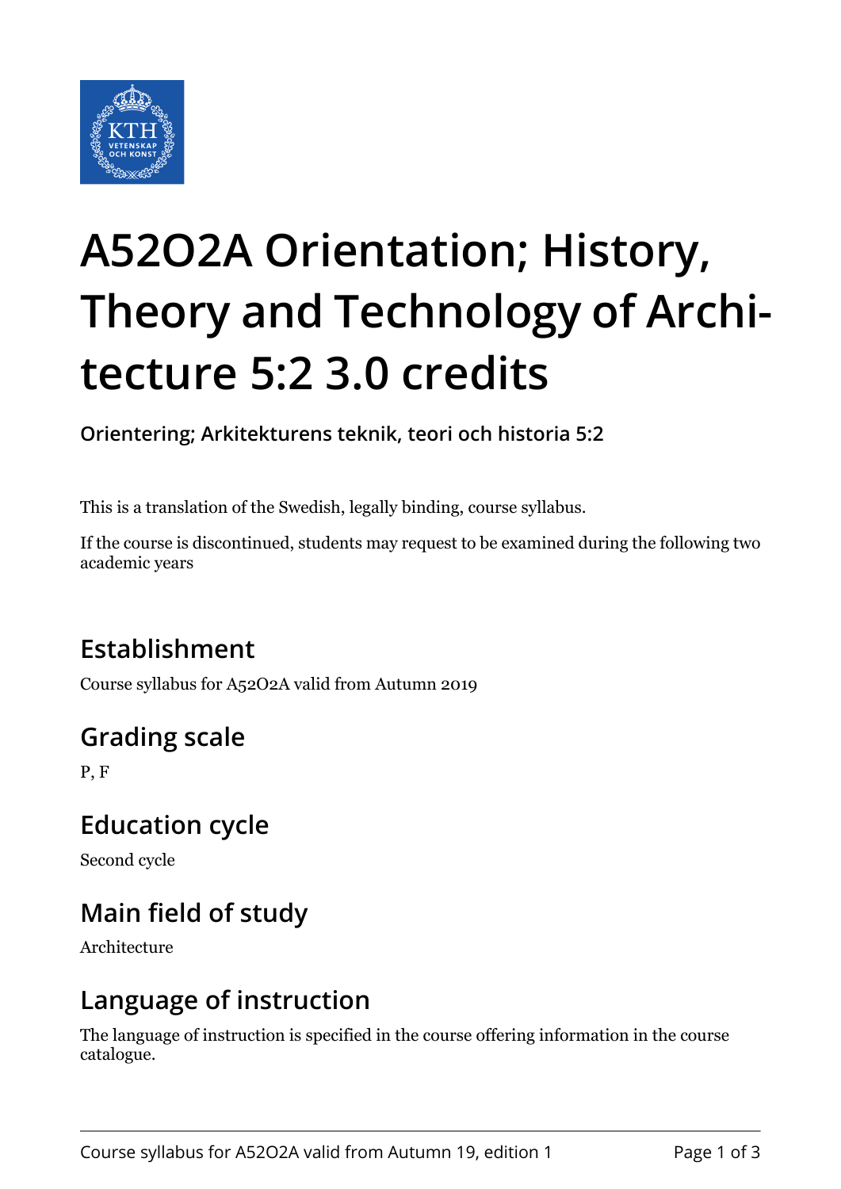# A52O2A Orientation; History, Theory and Technology of Architecture 5:2 3.0 credits

**Orientering; Arkitekturens teknik, teori och historia 5:2**

This is a translation of the Swedish, legally binding, course syllabus.

If the course is discontinued, students may request to be examined during the following two academic years

## Establishment

Course syllabus for A52O2A valid from Autumn 2019

## Grading scale

P, F

## Education cycle

Second cycle

## Main field of study

Architecture

## Language of instruction

The language of instruction is specified in the course offering information in the course catalogue.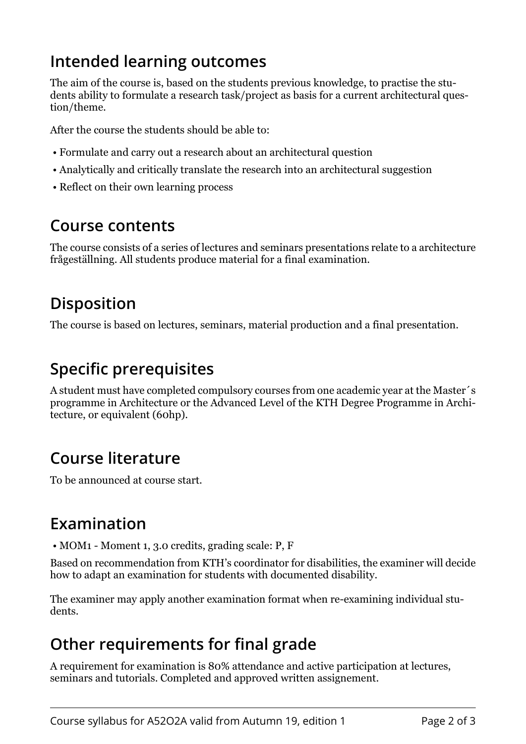## Intended learning outcomes

The aim of the course is, based on the students previous knowledge, to practise the students ability to formulate a research task/project as basis for a current architectural question/theme.

After the course the students should be able to:

- Formulate and carry out a research about an architectural question
- Analytically and critically translate the research into an architectural suggestion
- Reflect on their own learning process

## Course contents

The course consists of a series of lectures and seminars presentations relate to a architecture frågeställning. All students produce material for a final examination.

## Disposition

The course is based on lectures, seminars, material production and a final presentation.

## Specific prerequisites

A student must have completed compulsory courses from one academic year at the Master´s programme in Architecture or the Advanced Level of the KTH Degree Programme in Architecture, or equivalent (60hp).

## Course literature

To be announced at course start.

## Examination

- MOM1 - Moment 1, 3.0 credits, grading scale: P, F

Based on recommendation from KTH's coordinator for disabilities, the examiner will decide how to adapt an examination for students with documented disability.

The examiner may apply another examination format when re-examining individual students.

## Other requirements for final grade

A requirement for examination is 80% attendance and active participation at lectures, seminars and tutorials. Completed and approved written assignement.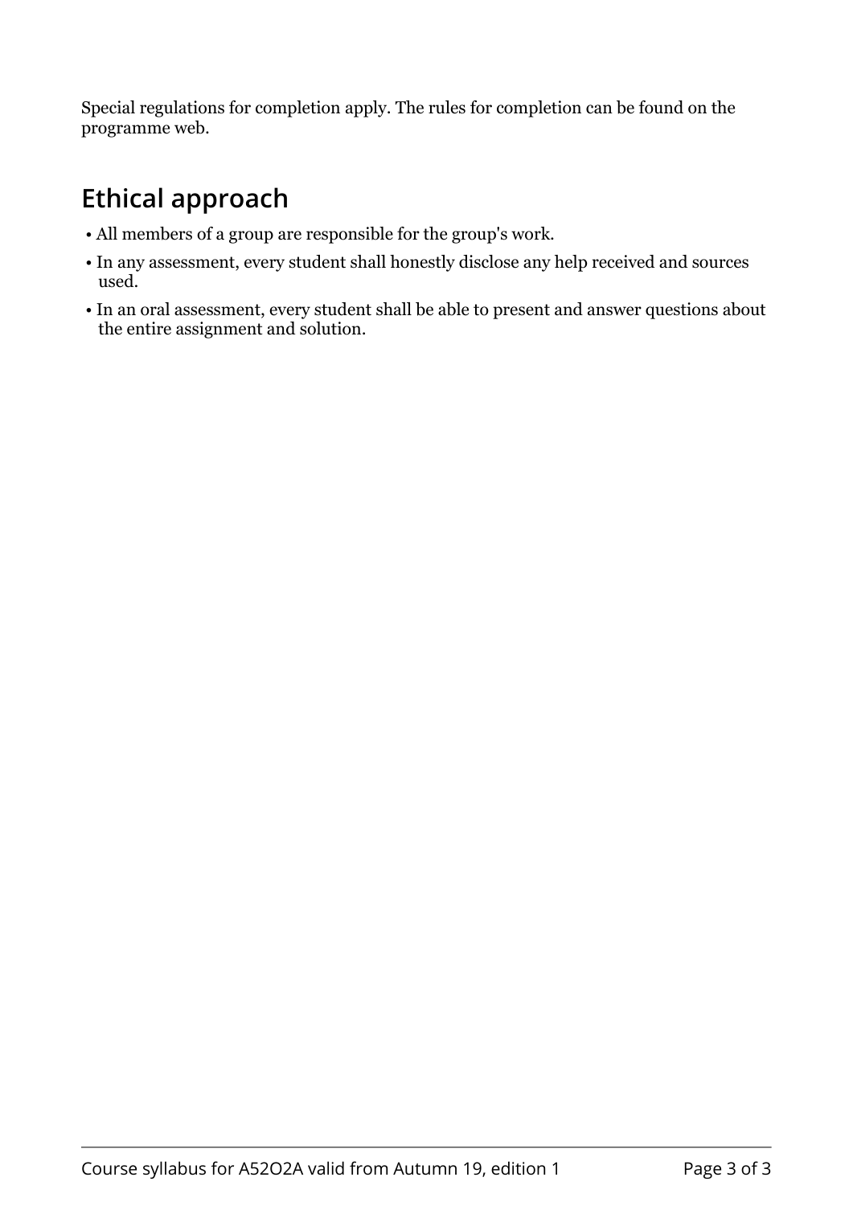Special regulations for completion apply. The rules for completion can be found on the programme web.

## Ethical approach

- All members of a group are responsible for the group's work.
- In any assessment, every student shall honestly disclose any help received and sources used.
- In an oral assessment, every student shall be able to present and answer questions about the entire assignment and solution.